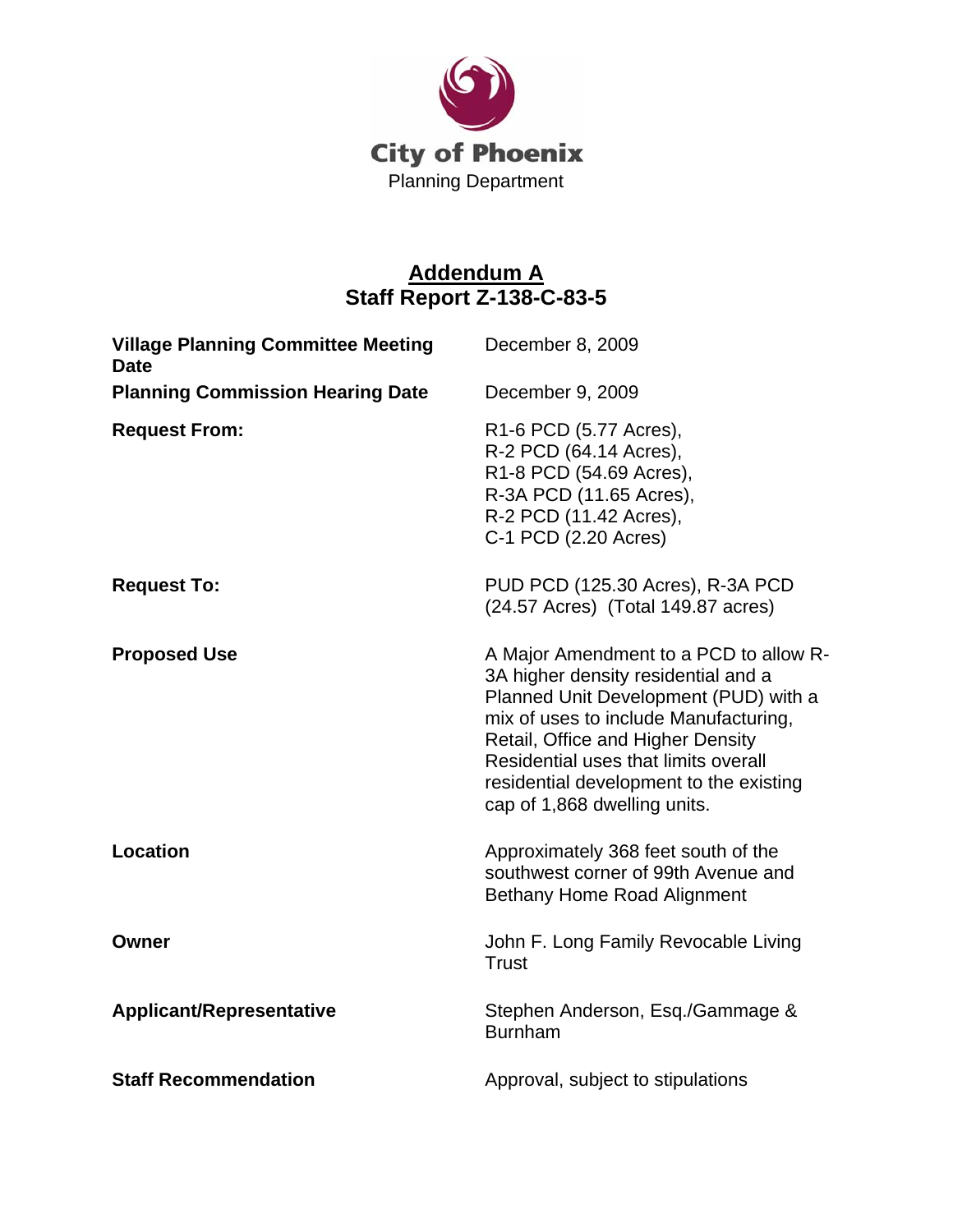**City of Phoenix**
Planning Department

# Addendum A
## Staff Report Z-138-C-83-5

| | |
|---|---|
| **Village Planning Committee Meeting Date** | December 8, 2009 |
| **Planning Commission Hearing Date** | December 9, 2009 |
| **Request From:** | R1-6 PCD (5.77 Acres), R-2 PCD (64.14 Acres), R1-8 PCD (54.69 Acres), R-3A PCD (11.65 Acres), R-2 PCD (11.42 Acres), C-1 PCD (2.20 Acres) |
| **Request To:** | PUD PCD (125.30 Acres), R-3A PCD (24.57 Acres) (Total 149.87 acres) |
| **Proposed Use** | A Major Amendment to a PCD to allow R-3A higher density residential and a Planned Unit Development (PUD) with a mix of uses to include Manufacturing, Retail, Office and Higher Density Residential uses that limits overall residential development to the existing cap of 1,868 dwelling units. |
| **Location** | Approximately 368 feet south of the southwest corner of 99th Avenue and Bethany Home Road Alignment |
| **Owner** | John F. Long Family Revocable Living Trust |
| **Applicant/Representative** | Stephen Anderson, Esq./Gammage & Burnham |
| **Staff Recommendation** | Approval, subject to stipulations |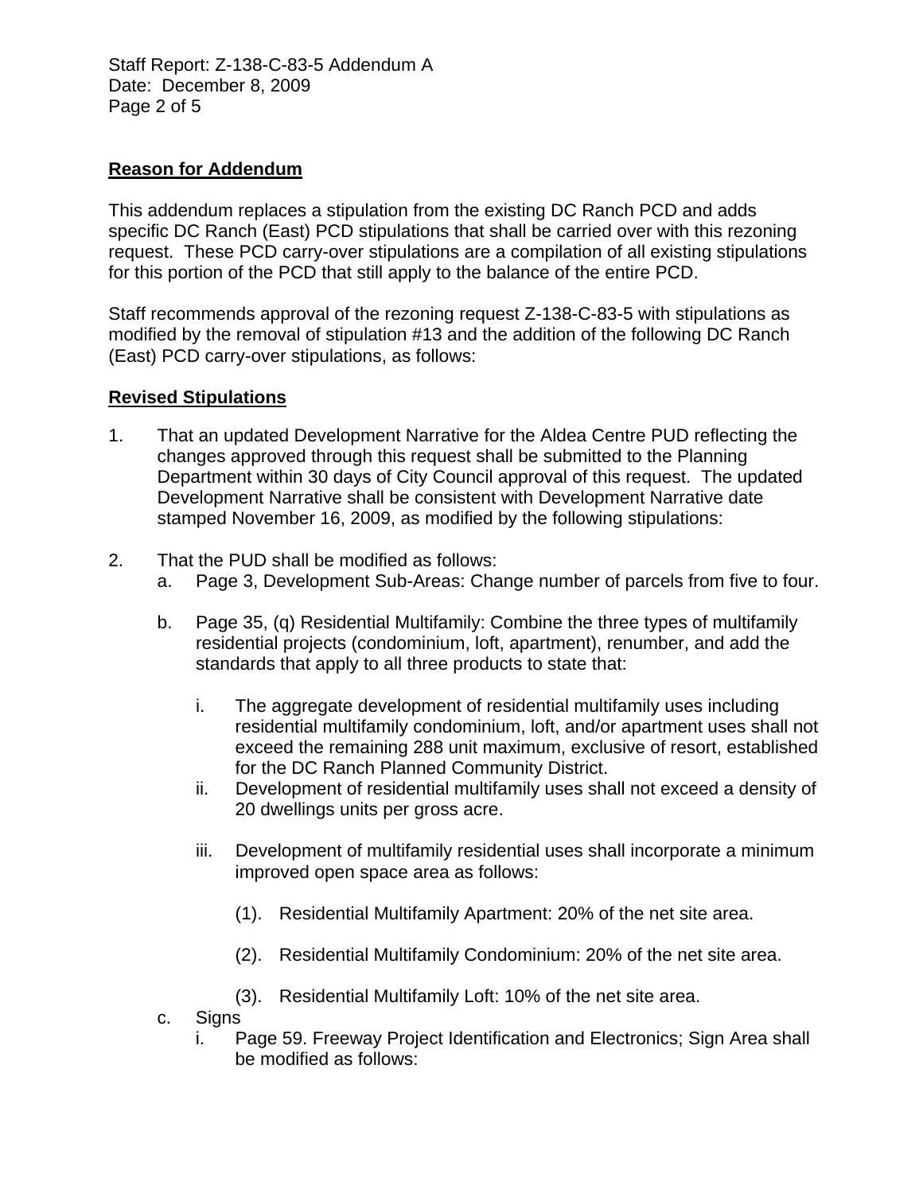**Reason for Addendum**

This addendum replaces a stipulation from the existing DC Ranch PCD and adds specific DC Ranch (East) PCD stipulations that shall be carried over with this rezoning request. These PCD carry-over stipulations are a compilation of all existing stipulations for this portion of the PCD that still apply to the balance of the entire PCD.

Staff recommends approval of the rezoning request Z-138-C-83-5 with stipulations as modified by the removal of stipulation #13 and the addition of the following DC Ranch (East) PCD carry-over stipulations, as follows:

**Revised Stipulations**

1. That an updated Development Narrative for the Aldea Centre PUD reflecting the changes approved through this request shall be submitted to the Planning Department within 30 days of City Council approval of this request. The updated Development Narrative shall be consistent with Development Narrative date stamped November 16, 2009, as modified by the following stipulations:

2. That the PUD shall be modified as follows:
   a. Page 3, Development Sub-Areas: Change number of parcels from five to four.

   b. Page 35, (q) Residential Multifamily: Combine the three types of multifamily residential projects (condominium, loft, apartment), renumber, and add the standards that apply to all three products to state that:

      i. The aggregate development of residential multifamily uses including residential multifamily condominium, loft, and/or apartment uses shall not exceed the remaining 288 unit maximum, exclusive of resort, established for the DC Ranch Planned Community District.
      ii. Development of residential multifamily uses shall not exceed a density of 20 dwellings units per gross acre.

      iii. Development of multifamily residential uses shall incorporate a minimum improved open space area as follows:

         (1). Residential Multifamily Apartment: 20% of the net site area.

         (2). Residential Multifamily Condominium: 20% of the net site area.

         (3). Residential Multifamily Loft: 10% of the net site area.
   c. Signs
      i. Page 59. Freeway Project Identification and Electronics; Sign Area shall be modified as follows: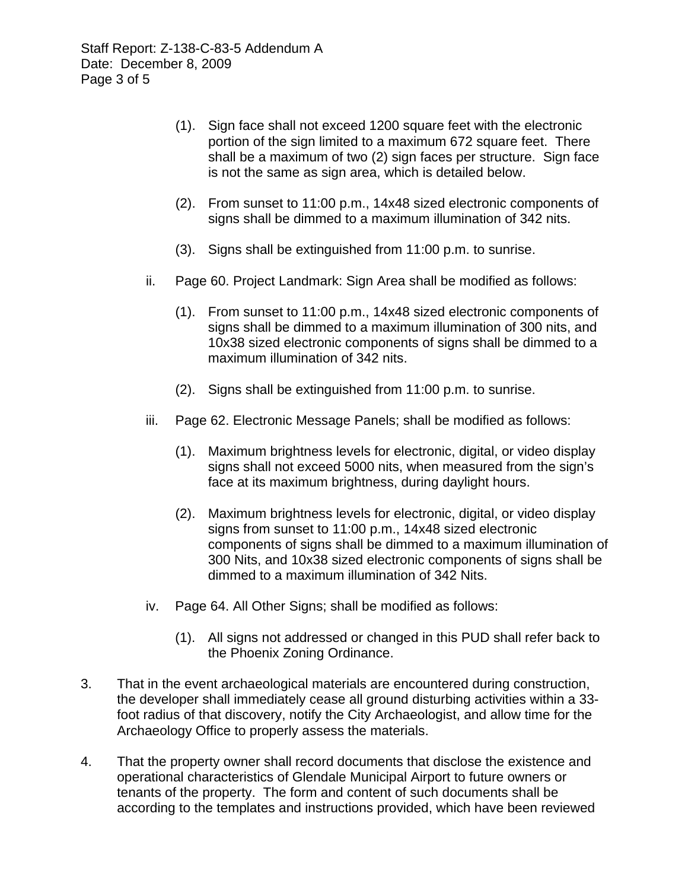(1). Sign face shall not exceed 1200 square feet with the electronic portion of the sign limited to a maximum 672 square feet. There shall be a maximum of two (2) sign faces per structure. Sign face is not the same as sign area, which is detailed below.

(2). From sunset to 11:00 p.m., 14x48 sized electronic components of signs shall be dimmed to a maximum illumination of 342 nits.

(3). Signs shall be extinguished from 11:00 p.m. to sunrise.

ii. Page 60. Project Landmark: Sign Area shall be modified as follows:

(1). From sunset to 11:00 p.m., 14x48 sized electronic components of signs shall be dimmed to a maximum illumination of 300 nits, and 10x38 sized electronic components of signs shall be dimmed to a maximum illumination of 342 nits.

(2). Signs shall be extinguished from 11:00 p.m. to sunrise.

iii. Page 62. Electronic Message Panels; shall be modified as follows:

(1). Maximum brightness levels for electronic, digital, or video display signs shall not exceed 5000 nits, when measured from the sign's face at its maximum brightness, during daylight hours.

(2). Maximum brightness levels for electronic, digital, or video display signs from sunset to 11:00 p.m., 14x48 sized electronic components of signs shall be dimmed to a maximum illumination of 300 Nits, and 10x38 sized electronic components of signs shall be dimmed to a maximum illumination of 342 Nits.

iv. Page 64. All Other Signs; shall be modified as follows:

(1). All signs not addressed or changed in this PUD shall refer back to the Phoenix Zoning Ordinance.

3. That in the event archaeological materials are encountered during construction, the developer shall immediately cease all ground disturbing activities within a 33-foot radius of that discovery, notify the City Archaeologist, and allow time for the Archaeology Office to properly assess the materials.

4. That the property owner shall record documents that disclose the existence and operational characteristics of Glendale Municipal Airport to future owners or tenants of the property. The form and content of such documents shall be according to the templates and instructions provided, which have been reviewed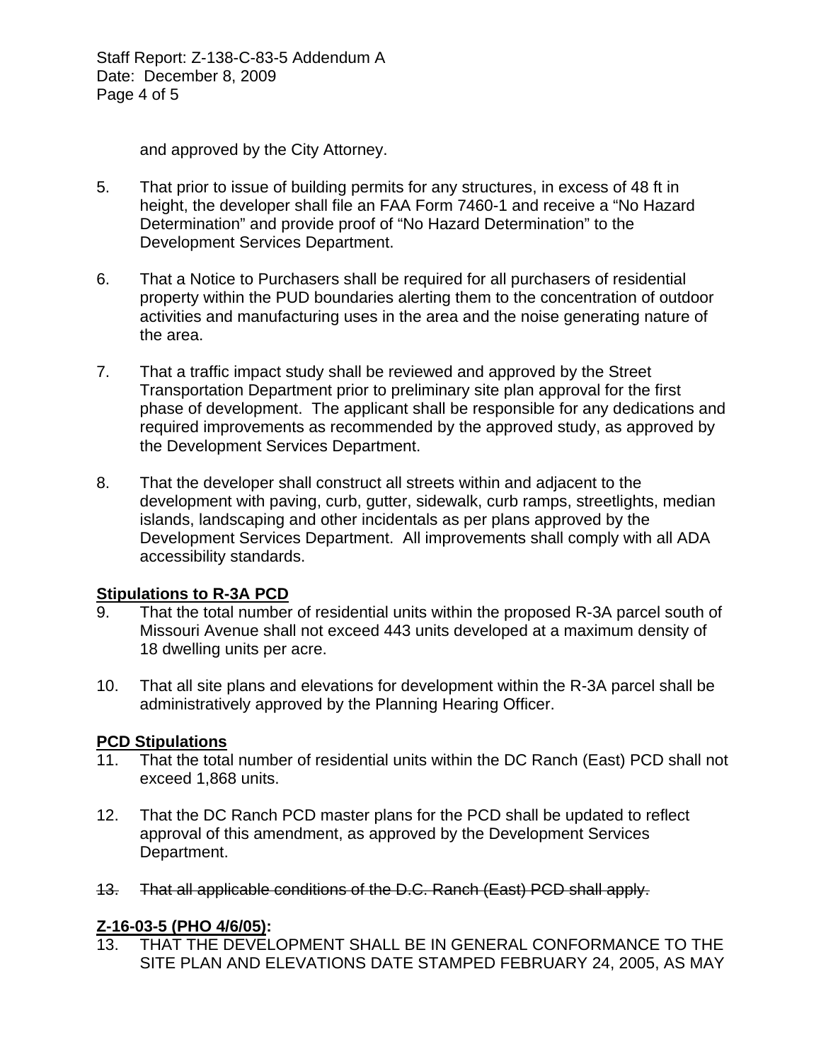and approved by the City Attorney.

5. That prior to issue of building permits for any structures, in excess of 48 ft in height, the developer shall file an FAA Form 7460-1 and receive a “No Hazard Determination” and provide proof of “No Hazard Determination” to the Development Services Department.

6. That a Notice to Purchasers shall be required for all purchasers of residential property within the PUD boundaries alerting them to the concentration of outdoor activities and manufacturing uses in the area and the noise generating nature of the area.

7. That a traffic impact study shall be reviewed and approved by the Street Transportation Department prior to preliminary site plan approval for the first phase of development. The applicant shall be responsible for any dedications and required improvements as recommended by the approved study, as approved by the Development Services Department.

8. That the developer shall construct all streets within and adjacent to the development with paving, curb, gutter, sidewalk, curb ramps, streetlights, median islands, landscaping and other incidentals as per plans approved by the Development Services Department. All improvements shall comply with all ADA accessibility standards.

**<u>Stipulations to R-3A PCD</u>**

9. That the total number of residential units within the proposed R-3A parcel south of Missouri Avenue shall not exceed 443 units developed at a maximum density of 18 dwelling units per acre.

10. That all site plans and elevations for development within the R-3A parcel shall be administratively approved by the Planning Hearing Officer.

**<u>PCD Stipulations</u>**

11. That the total number of residential units within the DC Ranch (East) PCD shall not exceed 1,868 units.

12. That the DC Ranch PCD master plans for the PCD shall be updated to reflect approval of this amendment, as approved by the Development Services Department.

~~13. That all applicable conditions of the D.C. Ranch (East) PCD shall apply.~~

**<u>Z-16-03-5 (PHO 4/6/05)</u>:**

13. THAT THE DEVELOPMENT SHALL BE IN GENERAL CONFORMANCE TO THE SITE PLAN AND ELEVATIONS DATE STAMPED FEBRUARY 24, 2005, AS MAY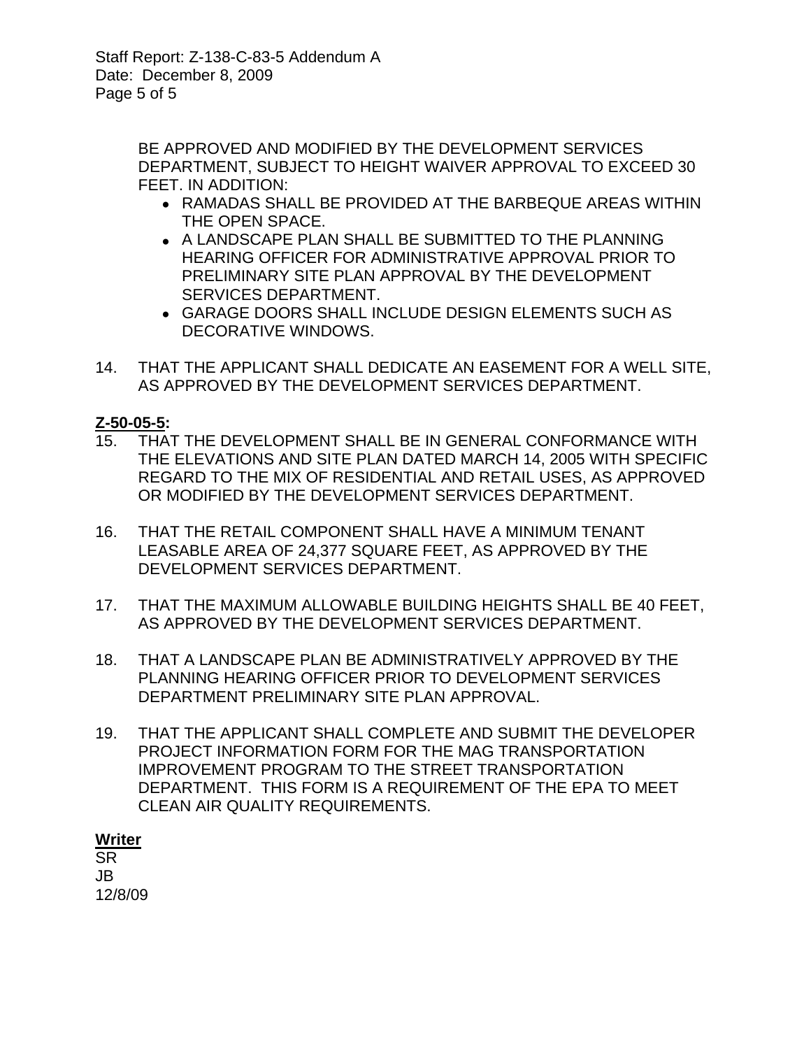BE APPROVED AND MODIFIED BY THE DEVELOPMENT SERVICES DEPARTMENT, SUBJECT TO HEIGHT WAIVER APPROVAL TO EXCEED 30 FEET. IN ADDITION:

- RAMADAS SHALL BE PROVIDED AT THE BARBEQUE AREAS WITHIN THE OPEN SPACE.
- A LANDSCAPE PLAN SHALL BE SUBMITTED TO THE PLANNING HEARING OFFICER FOR ADMINISTRATIVE APPROVAL PRIOR TO PRELIMINARY SITE PLAN APPROVAL BY THE DEVELOPMENT SERVICES DEPARTMENT.
- GARAGE DOORS SHALL INCLUDE DESIGN ELEMENTS SUCH AS DECORATIVE WINDOWS.

14. THAT THE APPLICANT SHALL DEDICATE AN EASEMENT FOR A WELL SITE, AS APPROVED BY THE DEVELOPMENT SERVICES DEPARTMENT.

**Z-50-05-5:**

15. THAT THE DEVELOPMENT SHALL BE IN GENERAL CONFORMANCE WITH THE ELEVATIONS AND SITE PLAN DATED MARCH 14, 2005 WITH SPECIFIC REGARD TO THE MIX OF RESIDENTIAL AND RETAIL USES, AS APPROVED OR MODIFIED BY THE DEVELOPMENT SERVICES DEPARTMENT.

16. THAT THE RETAIL COMPONENT SHALL HAVE A MINIMUM TENANT LEASABLE AREA OF 24,377 SQUARE FEET, AS APPROVED BY THE DEVELOPMENT SERVICES DEPARTMENT.

17. THAT THE MAXIMUM ALLOWABLE BUILDING HEIGHTS SHALL BE 40 FEET, AS APPROVED BY THE DEVELOPMENT SERVICES DEPARTMENT.

18. THAT A LANDSCAPE PLAN BE ADMINISTRATIVELY APPROVED BY THE PLANNING HEARING OFFICER PRIOR TO DEVELOPMENT SERVICES DEPARTMENT PRELIMINARY SITE PLAN APPROVAL.

19. THAT THE APPLICANT SHALL COMPLETE AND SUBMIT THE DEVELOPER PROJECT INFORMATION FORM FOR THE MAG TRANSPORTATION IMPROVEMENT PROGRAM TO THE STREET TRANSPORTATION DEPARTMENT. THIS FORM IS A REQUIREMENT OF THE EPA TO MEET CLEAN AIR QUALITY REQUIREMENTS.

**Writer**

SR
JB
12/8/09